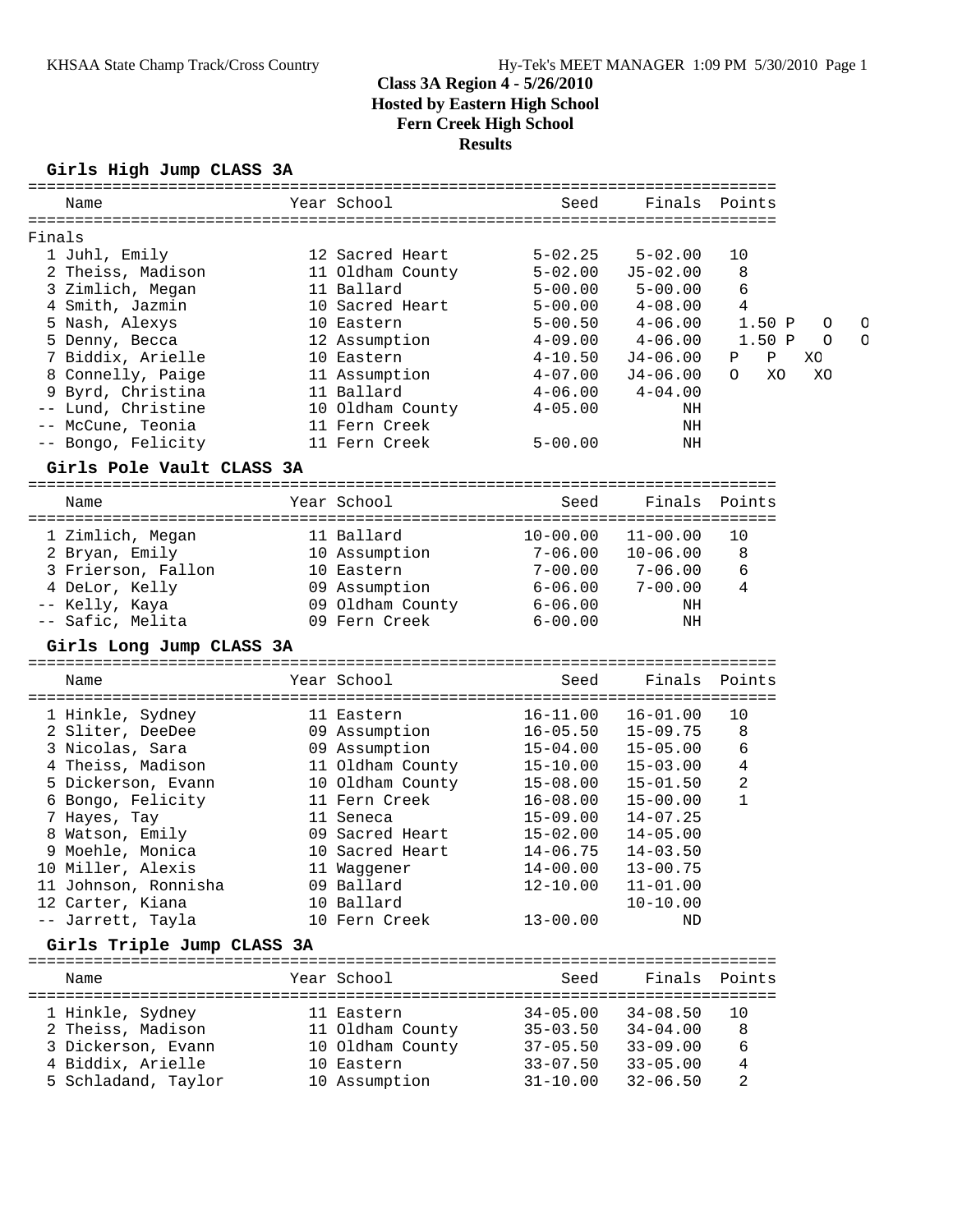# Class 3A Region 4 - 5/26/2010

## Hosted by Eastern High School

## Fern Creek High School

## Results

### Girls High Jump CLASS 3A

| Place | Name | Year | School | Seed | Finals | Points |
|---|---|---|---|---|---|---|
| Finals | | | | | | |
| 1 | Juhl, Emily | 12 | Sacred Heart | 5-02.25 | 5-02.00 | 10 |
| 2 | Theiss, Madison | 11 | Oldham County | 5-02.00 | J5-02.00 | 8 |
| 3 | Zimlich, Megan | 11 | Ballard | 5-00.00 | 5-00.00 | 6 |
| 4 | Smith, Jazmin | 10 | Sacred Heart | 5-00.00 | 4-08.00 | 4 |
| 5 | Nash, Alexys | 10 | Eastern | 5-00.50 | 4-06.00 | 1.50 P O O |
| 5 | Denny, Becca | 12 | Assumption | 4-09.00 | 4-06.00 | 1.50 P O O |
| 7 | Biddix, Arielle | 10 | Eastern | 4-10.50 | J4-06.00 | P P XO |
| 8 | Connelly, Paige | 11 | Assumption | 4-07.00 | J4-06.00 | O XO XO |
| 9 | Byrd, Christina | 11 | Ballard | 4-06.00 | 4-04.00 | |
| -- | Lund, Christine | 10 | Oldham County | 4-05.00 | NH | |
| -- | McCune, Teonia | 11 | Fern Creek | | NH | |
| -- | Bongo, Felicity | 11 | Fern Creek | 5-00.00 | NH | |

### Girls Pole Vault CLASS 3A

| Place | Name | Year | School | Seed | Finals | Points |
|---|---|---|---|---|---|---|
| 1 | Zimlich, Megan | 11 | Ballard | 10-00.00 | 11-00.00 | 10 |
| 2 | Bryan, Emily | 10 | Assumption | 7-06.00 | 10-06.00 | 8 |
| 3 | Frierson, Fallon | 10 | Eastern | 7-00.00 | 7-06.00 | 6 |
| 4 | DeLor, Kelly | 09 | Assumption | 6-06.00 | 7-00.00 | 4 |
| -- | Kelly, Kaya | 09 | Oldham County | 6-06.00 | NH | |
| -- | Safic, Melita | 09 | Fern Creek | 6-00.00 | NH | |

### Girls Long Jump CLASS 3A

| Place | Name | Year | School | Seed | Finals | Points |
|---|---|---|---|---|---|---|
| 1 | Hinkle, Sydney | 11 | Eastern | 16-11.00 | 16-01.00 | 10 |
| 2 | Sliter, DeeDee | 09 | Assumption | 16-05.50 | 15-09.75 | 8 |
| 3 | Nicolas, Sara | 09 | Assumption | 15-04.00 | 15-05.00 | 6 |
| 4 | Theiss, Madison | 11 | Oldham County | 15-10.00 | 15-03.00 | 4 |
| 5 | Dickerson, Evann | 10 | Oldham County | 15-08.00 | 15-01.50 | 2 |
| 6 | Bongo, Felicity | 11 | Fern Creek | 16-08.00 | 15-00.00 | 1 |
| 7 | Hayes, Tay | 11 | Seneca | 15-09.00 | 14-07.25 | |
| 8 | Watson, Emily | 09 | Sacred Heart | 15-02.00 | 14-05.00 | |
| 9 | Moehle, Monica | 10 | Sacred Heart | 14-06.75 | 14-03.50 | |
| 10 | Miller, Alexis | 11 | Waggener | 14-00.00 | 13-00.75 | |
| 11 | Johnson, Ronnisha | 09 | Ballard | 12-10.00 | 11-01.00 | |
| 12 | Carter, Kiana | 10 | Ballard | | 10-10.00 | |
| -- | Jarrett, Tayla | 10 | Fern Creek | 13-00.00 | ND | |

### Girls Triple Jump CLASS 3A

| Place | Name | Year | School | Seed | Finals | Points |
|---|---|---|---|---|---|---|
| 1 | Hinkle, Sydney | 11 | Eastern | 34-05.00 | 34-08.50 | 10 |
| 2 | Theiss, Madison | 11 | Oldham County | 35-03.50 | 34-04.00 | 8 |
| 3 | Dickerson, Evann | 10 | Oldham County | 37-05.50 | 33-09.00 | 6 |
| 4 | Biddix, Arielle | 10 | Eastern | 33-07.50 | 33-05.00 | 4 |
| 5 | Schladand, Taylor | 10 | Assumption | 31-10.00 | 32-06.50 | 2 |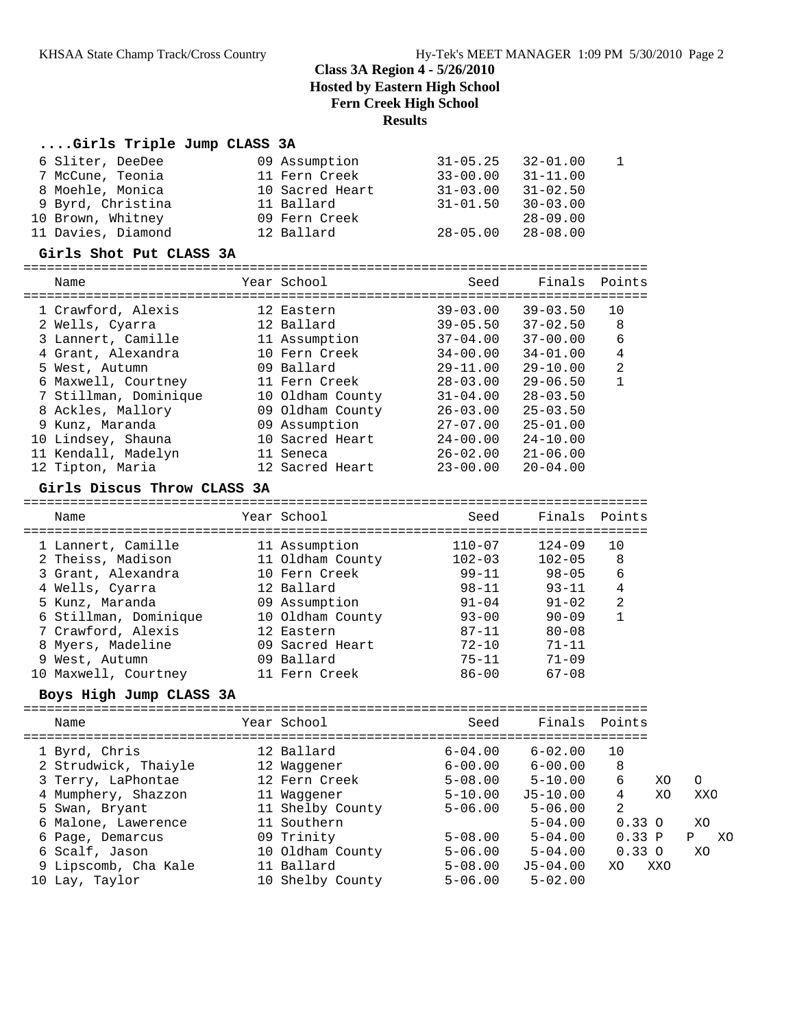## Class 3A Region 4 - 5/26/2010
## Hosted by Eastern High School
## Fern Creek High School
## Results

### ....Girls Triple Jump CLASS 3A

| Place | Name | Year | School | Seed | Finals | Points |
|---|---|---|---|---|---|---|
| 6 | Sliter, DeeDee | 09 | Assumption | 31-05.25 | 32-01.00 | 1 |
| 7 | McCune, Teonia | 11 | Fern Creek | 33-00.00 | 31-11.00 | |
| 8 | Moehle, Monica | 10 | Sacred Heart | 31-03.00 | 31-02.50 | |
| 9 | Byrd, Christina | 11 | Ballard | 31-01.50 | 30-03.00 | |
| 10 | Brown, Whitney | 09 | Fern Creek | | 28-09.00 | |
| 11 | Davies, Diamond | 12 | Ballard | 28-05.00 | 28-08.00 | |

### Girls Shot Put CLASS 3A

| Place | Name | Year | School | Seed | Finals | Points |
|---|---|---|---|---|---|---|
| 1 | Crawford, Alexis | 12 | Eastern | 39-03.00 | 39-03.50 | 10 |
| 2 | Wells, Cyarra | 12 | Ballard | 39-05.50 | 37-02.50 | 8 |
| 3 | Lannert, Camille | 11 | Assumption | 37-04.00 | 37-00.00 | 6 |
| 4 | Grant, Alexandra | 10 | Fern Creek | 34-00.00 | 34-01.00 | 4 |
| 5 | West, Autumn | 09 | Ballard | 29-11.00 | 29-10.00 | 2 |
| 6 | Maxwell, Courtney | 11 | Fern Creek | 28-03.00 | 29-06.50 | 1 |
| 7 | Stillman, Dominique | 10 | Oldham County | 31-04.00 | 28-03.50 | |
| 8 | Ackles, Mallory | 09 | Oldham County | 26-03.00 | 25-03.50 | |
| 9 | Kunz, Maranda | 09 | Assumption | 27-07.00 | 25-01.00 | |
| 10 | Lindsey, Shauna | 10 | Sacred Heart | 24-00.00 | 24-10.00 | |
| 11 | Kendall, Madelyn | 11 | Seneca | 26-02.00 | 21-06.00 | |
| 12 | Tipton, Maria | 12 | Sacred Heart | 23-00.00 | 20-04.00 | |

### Girls Discus Throw CLASS 3A

| Place | Name | Year | School | Seed | Finals | Points |
|---|---|---|---|---|---|---|
| 1 | Lannert, Camille | 11 | Assumption | 110-07 | 124-09 | 10 |
| 2 | Theiss, Madison | 11 | Oldham County | 102-03 | 102-05 | 8 |
| 3 | Grant, Alexandra | 10 | Fern Creek | 99-11 | 98-05 | 6 |
| 4 | Wells, Cyarra | 12 | Ballard | 98-11 | 93-11 | 4 |
| 5 | Kunz, Maranda | 09 | Assumption | 91-04 | 91-02 | 2 |
| 6 | Stillman, Dominique | 10 | Oldham County | 93-00 | 90-09 | 1 |
| 7 | Crawford, Alexis | 12 | Eastern | 87-11 | 80-08 | |
| 8 | Myers, Madeline | 09 | Sacred Heart | 72-10 | 71-11 | |
| 9 | West, Autumn | 09 | Ballard | 75-11 | 71-09 | |
| 10 | Maxwell, Courtney | 11 | Fern Creek | 86-00 | 67-08 | |

### Boys High Jump CLASS 3A

| Place | Name | Year | School | Seed | Finals | Points | | | |
|---|---|---|---|---|---|---|---|---|---|
| 1 | Byrd, Chris | 12 | Ballard | 6-04.00 | 6-02.00 | 10 | | | |
| 2 | Strudwick, Thaiyle | 12 | Waggener | 6-00.00 | 6-00.00 | 8 | | | |
| 3 | Terry, LaPhontae | 12 | Fern Creek | 5-08.00 | 5-10.00 | 6 | XO | O | |
| 4 | Mumphery, Shazzon | 11 | Waggener | 5-10.00 | J5-10.00 | 4 | XO | XXO | |
| 5 | Swan, Bryant | 11 | Shelby County | 5-06.00 | 5-06.00 | 2 | | | |
| 6 | Malone, Lawerence | 11 | Southern | | 5-04.00 | 0.33 | O | XO | |
| 6 | Page, Demarcus | 09 | Trinity | 5-08.00 | 5-04.00 | 0.33 | P | P | XO |
| 6 | Scalf, Jason | 10 | Oldham County | 5-06.00 | 5-04.00 | 0.33 | O | XO | |
| 9 | Lipscomb, Cha Kale | 11 | Ballard | 5-08.00 | J5-04.00 | | XO | XXO | |
| 10 | Lay, Taylor | 10 | Shelby County | 5-06.00 | 5-02.00 | | | | |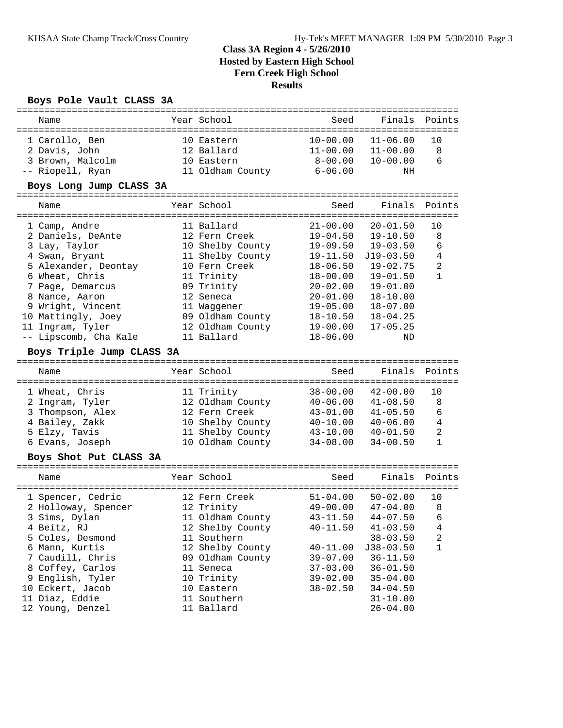# Class 3A Region 4 - 5/26/2010
## Hosted by Eastern High School
## Fern Creek High School
## Results

### Boys Pole Vault CLASS 3A

| Place | Name | Year | School | Seed | Finals | Points |
|---|---|---|---|---|---|---|
| 1 | Carollo, Ben | 10 | Eastern | 10-00.00 | 11-06.00 | 10 |
| 2 | Davis, John | 12 | Ballard | 11-00.00 | 11-00.00 | 8 |
| 3 | Brown, Malcolm | 10 | Eastern | 8-00.00 | 10-00.00 | 6 |
| -- | Riopell, Ryan | 11 | Oldham County | 6-06.00 | NH | |

### Boys Long Jump CLASS 3A

| Place | Name | Year | School | Seed | Finals | Points |
|---|---|---|---|---|---|---|
| 1 | Camp, Andre | 11 | Ballard | 21-00.00 | 20-01.50 | 10 |
| 2 | Daniels, DeAnte | 12 | Fern Creek | 19-04.50 | 19-10.50 | 8 |
| 3 | Lay, Taylor | 10 | Shelby County | 19-09.50 | 19-03.50 | 6 |
| 4 | Swan, Bryant | 11 | Shelby County | 19-11.50 | J19-03.50 | 4 |
| 5 | Alexander, Deontay | 10 | Fern Creek | 18-06.50 | 19-02.75 | 2 |
| 6 | Wheat, Chris | 11 | Trinity | 18-00.00 | 19-01.50 | 1 |
| 7 | Page, Demarcus | 09 | Trinity | 20-02.00 | 19-01.00 | |
| 8 | Nance, Aaron | 12 | Seneca | 20-01.00 | 18-10.00 | |
| 9 | Wright, Vincent | 11 | Waggener | 19-05.00 | 18-07.00 | |
| 10 | Mattingly, Joey | 09 | Oldham County | 18-10.50 | 18-04.25 | |
| 11 | Ingram, Tyler | 12 | Oldham County | 19-00.00 | 17-05.25 | |
| -- | Lipscomb, Cha Kale | 11 | Ballard | 18-06.00 | ND | |

### Boys Triple Jump CLASS 3A

| Place | Name | Year | School | Seed | Finals | Points |
|---|---|---|---|---|---|---|
| 1 | Wheat, Chris | 11 | Trinity | 38-00.00 | 42-00.00 | 10 |
| 2 | Ingram, Tyler | 12 | Oldham County | 40-06.00 | 41-08.50 | 8 |
| 3 | Thompson, Alex | 12 | Fern Creek | 43-01.00 | 41-05.50 | 6 |
| 4 | Bailey, Zakk | 10 | Shelby County | 40-10.00 | 40-06.00 | 4 |
| 5 | Elzy, Tavis | 11 | Shelby County | 43-10.00 | 40-01.50 | 2 |
| 6 | Evans, Joseph | 10 | Oldham County | 34-08.00 | 34-00.50 | 1 |

### Boys Shot Put CLASS 3A

| Place | Name | Year | School | Seed | Finals | Points |
|---|---|---|---|---|---|---|
| 1 | Spencer, Cedric | 12 | Fern Creek | 51-04.00 | 50-02.00 | 10 |
| 2 | Holloway, Spencer | 12 | Trinity | 49-00.00 | 47-04.00 | 8 |
| 3 | Sims, Dylan | 11 | Oldham County | 43-11.50 | 44-07.50 | 6 |
| 4 | Beitz, RJ | 12 | Shelby County | 40-11.50 | 41-03.50 | 4 |
| 5 | Coles, Desmond | 11 | Southern | | 38-03.50 | 2 |
| 6 | Mann, Kurtis | 12 | Shelby County | 40-11.00 | J38-03.50 | 1 |
| 7 | Caudill, Chris | 09 | Oldham County | 39-07.00 | 36-11.50 | |
| 8 | Coffey, Carlos | 11 | Seneca | 37-03.00 | 36-01.50 | |
| 9 | English, Tyler | 10 | Trinity | 39-02.00 | 35-04.00 | |
| 10 | Eckert, Jacob | 10 | Eastern | 38-02.50 | 34-04.50 | |
| 11 | Diaz, Eddie | 11 | Southern | | 31-10.00 | |
| 12 | Young, Denzel | 11 | Ballard | | 26-04.00 | |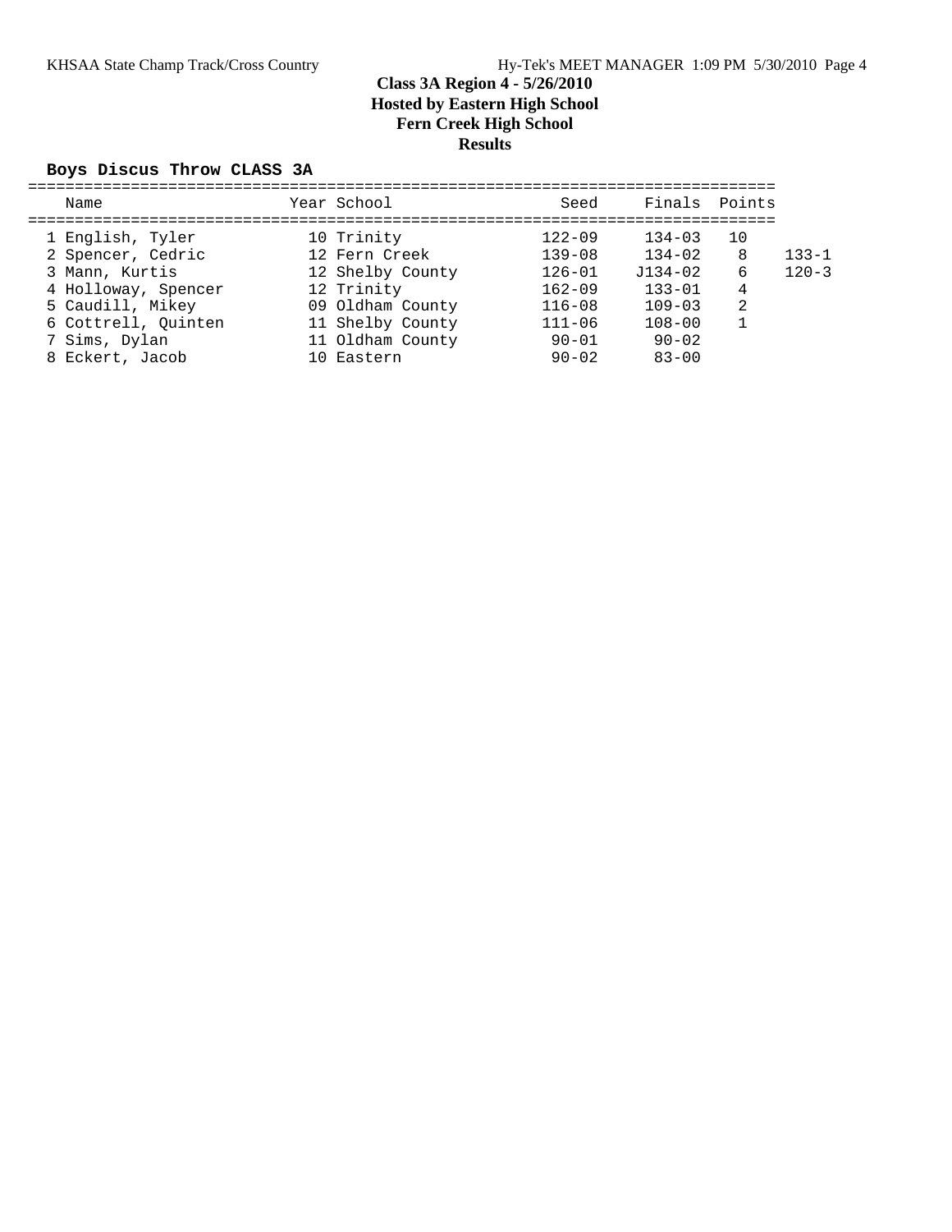## Class 3A Region 4 - 5/26/2010
## Hosted by Eastern High School
## Fern Creek High School
## Results

### Boys Discus Throw CLASS 3A

| Name | Year | School | Seed | Finals | Points | |
|---|---|---|---|---|---|---|
| 1 English, Tyler | 10 | Trinity | 122-09 | 134-03 | 10 | |
| 2 Spencer, Cedric | 12 | Fern Creek | 139-08 | 134-02 | 8 | 133-1 |
| 3 Mann, Kurtis | 12 | Shelby County | 126-01 | J134-02 | 6 | 120-3 |
| 4 Holloway, Spencer | 12 | Trinity | 162-09 | 133-01 | 4 | |
| 5 Caudill, Mikey | 09 | Oldham County | 116-08 | 109-03 | 2 | |
| 6 Cottrell, Quinten | 11 | Shelby County | 111-06 | 108-00 | 1 | |
| 7 Sims, Dylan | 11 | Oldham County | 90-01 | 90-02 | | |
| 8 Eckert, Jacob | 10 | Eastern | 90-02 | 83-00 | | |